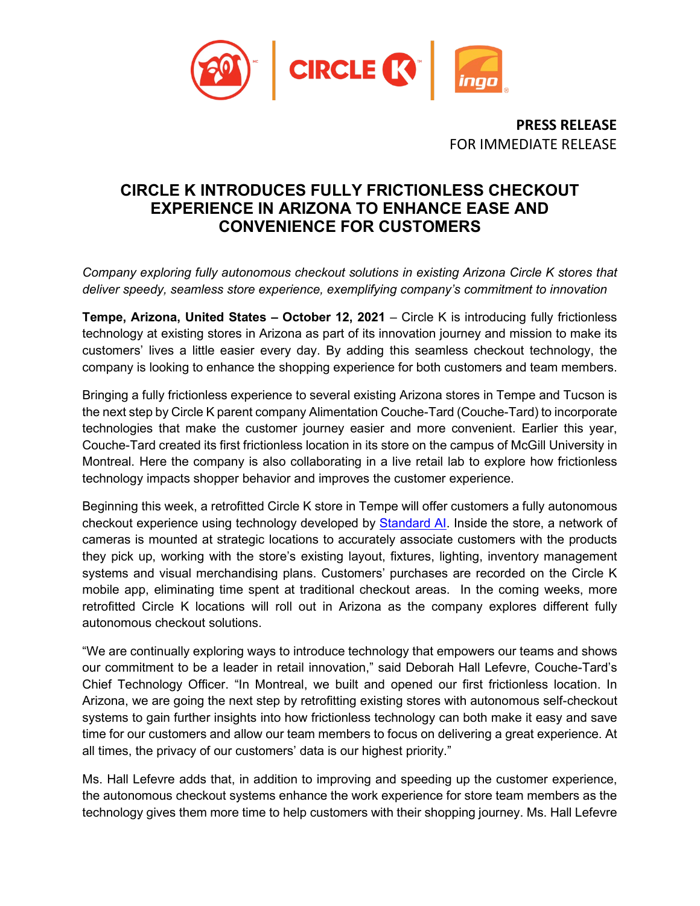**PRESS RELEASE**
FOR IMMEDIATE RELEASE

# CIRCLE K INTRODUCES FULLY FRICTIONLESS CHECKOUT EXPERIENCE IN ARIZONA TO ENHANCE EASE AND CONVENIENCE FOR CUSTOMERS

*Company exploring fully autonomous checkout solutions in existing Arizona Circle K stores that deliver speedy, seamless store experience, exemplifying company's commitment to innovation*

**Tempe, Arizona, United States – October 12, 2021** – Circle K is introducing fully frictionless technology at existing stores in Arizona as part of its innovation journey and mission to make its customers' lives a little easier every day. By adding this seamless checkout technology, the company is looking to enhance the shopping experience for both customers and team members.

Bringing a fully frictionless experience to several existing Arizona stores in Tempe and Tucson is the next step by Circle K parent company Alimentation Couche-Tard (Couche-Tard) to incorporate technologies that make the customer journey easier and more convenient. Earlier this year, Couche-Tard created its first frictionless location in its store on the campus of McGill University in Montreal. Here the company is also collaborating in a live retail lab to explore how frictionless technology impacts shopper behavior and improves the customer experience.

Beginning this week, a retrofitted Circle K store in Tempe will offer customers a fully autonomous checkout experience using technology developed by Standard AI. Inside the store, a network of cameras is mounted at strategic locations to accurately associate customers with the products they pick up, working with the store's existing layout, fixtures, lighting, inventory management systems and visual merchandising plans. Customers' purchases are recorded on the Circle K mobile app, eliminating time spent at traditional checkout areas. In the coming weeks, more retrofitted Circle K locations will roll out in Arizona as the company explores different fully autonomous checkout solutions.

"We are continually exploring ways to introduce technology that empowers our teams and shows our commitment to be a leader in retail innovation," said Deborah Hall Lefevre, Couche-Tard's Chief Technology Officer. "In Montreal, we built and opened our first frictionless location. In Arizona, we are going the next step by retrofitting existing stores with autonomous self-checkout systems to gain further insights into how frictionless technology can both make it easy and save time for our customers and allow our team members to focus on delivering a great experience. At all times, the privacy of our customers' data is our highest priority."

Ms. Hall Lefevre adds that, in addition to improving and speeding up the customer experience, the autonomous checkout systems enhance the work experience for store team members as the technology gives them more time to help customers with their shopping journey. Ms. Hall Lefevre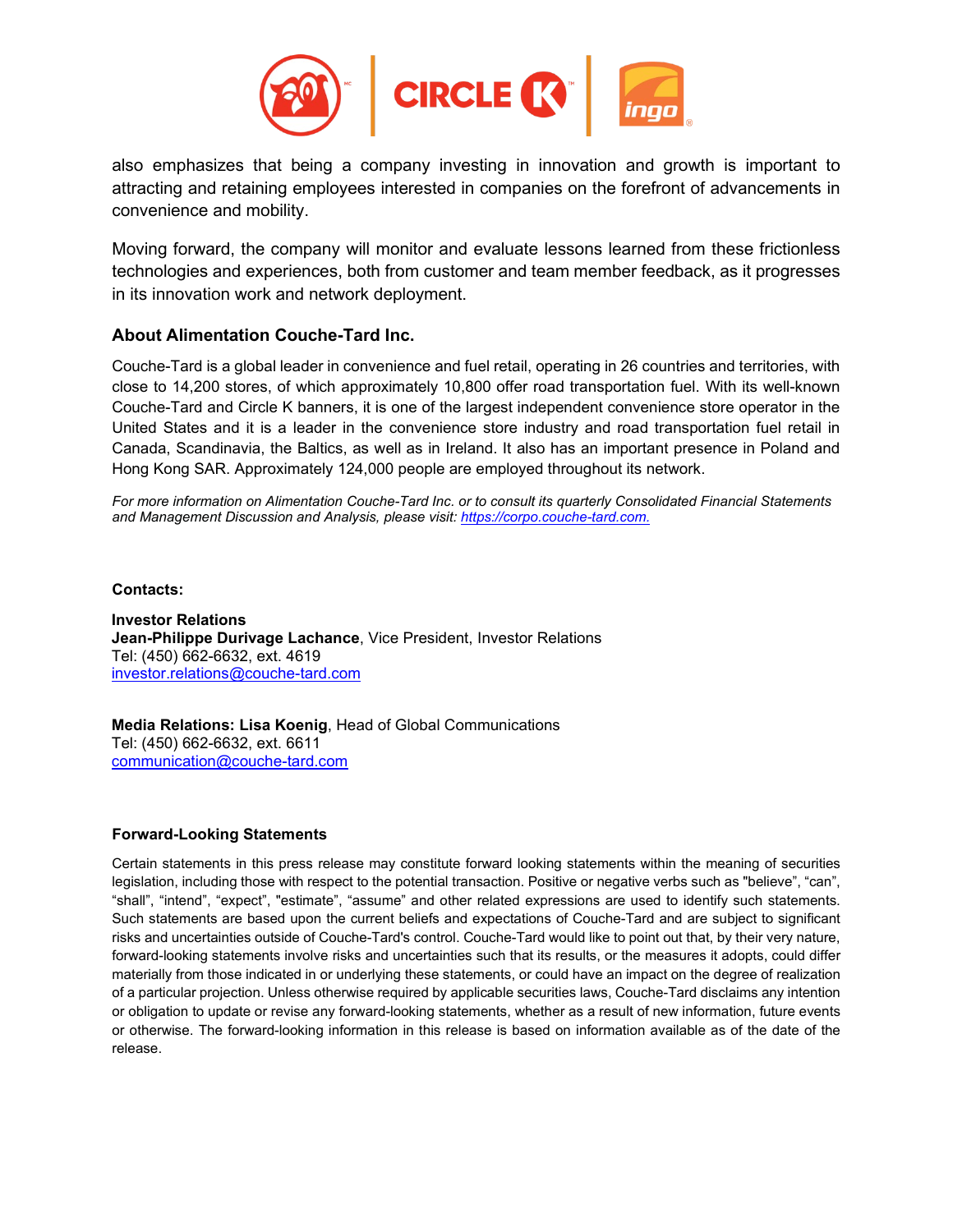also emphasizes that being a company investing in innovation and growth is important to attracting and retaining employees interested in companies on the forefront of advancements in convenience and mobility.

Moving forward, the company will monitor and evaluate lessons learned from these frictionless technologies and experiences, both from customer and team member feedback, as it progresses in its innovation work and network deployment.

### About Alimentation Couche-Tard Inc.

Couche-Tard is a global leader in convenience and fuel retail, operating in 26 countries and territories, with close to 14,200 stores, of which approximately 10,800 offer road transportation fuel. With its well-known Couche-Tard and Circle K banners, it is one of the largest independent convenience store operator in the United States and it is a leader in the convenience store industry and road transportation fuel retail in Canada, Scandinavia, the Baltics, as well as in Ireland. It also has an important presence in Poland and Hong Kong SAR. Approximately 124,000 people are employed throughout its network.

*For more information on Alimentation Couche-Tard Inc. or to consult its quarterly Consolidated Financial Statements and Management Discussion and Analysis, please visit: [https://corpo.couche-tard.com.](https://corpo.couche-tard.com)*

**Contacts:**

**Investor Relations**
**Jean-Philippe Durivage Lachance**, Vice President, Investor Relations
Tel: (450) 662-6632, ext. 4619
investor.relations@couche-tard.com

**Media Relations: Lisa Koenig**, Head of Global Communications
Tel: (450) 662-6632, ext. 6611
communication@couche-tard.com

### Forward-Looking Statements

Certain statements in this press release may constitute forward looking statements within the meaning of securities legislation, including those with respect to the potential transaction. Positive or negative verbs such as "believe", "can", "shall", "intend", "expect", "estimate", "assume" and other related expressions are used to identify such statements. Such statements are based upon the current beliefs and expectations of Couche-Tard and are subject to significant risks and uncertainties outside of Couche-Tard's control. Couche-Tard would like to point out that, by their very nature, forward-looking statements involve risks and uncertainties such that its results, or the measures it adopts, could differ materially from those indicated in or underlying these statements, or could have an impact on the degree of realization of a particular projection. Unless otherwise required by applicable securities laws, Couche-Tard disclaims any intention or obligation to update or revise any forward-looking statements, whether as a result of new information, future events or otherwise. The forward-looking information in this release is based on information available as of the date of the release.